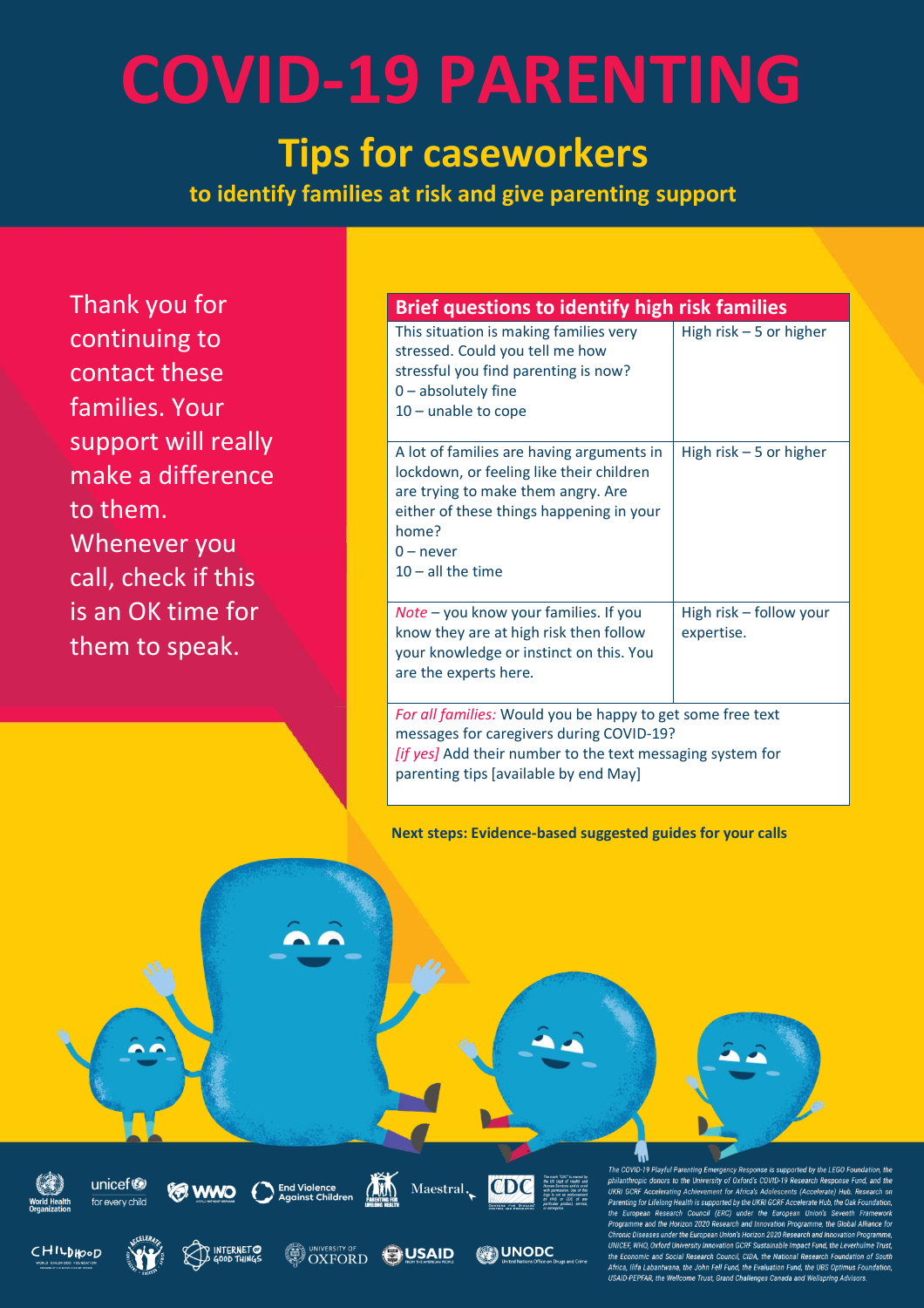# COVID-19 PARENTING

## Tips for caseworkers

### to identify families at risk and give parenting support

Thank you for continuing to contact these families. Your support will really make a difference to them. Whenever you call, check if this is an OK time for them to speak.

| Brief questions to identify high risk families | |
|---|---|
| This situation is making families very stressed. Could you tell me how stressful you find parenting is now?<br>0 – absolutely fine<br>10 – unable to cope | High risk – 5 or higher |
| A lot of families are having arguments in lockdown, or feeling like their children are trying to make them angry. Are either of these things happening in your home?<br>0 – never<br>10 – all the time | High risk – 5 or higher |
| *Note* – you know your families. If you know they are at high risk then follow your knowledge or instinct on this. You are the experts here. | High risk – follow your expertise. |
| *For all families:* Would you be happy to get some free text messages for caregivers during COVID-19?<br>*[if yes]* Add their number to the text messaging system for parenting tips [available by end May] | |

**Next steps: Evidence-based suggested guides for your calls**

*The COVID-19 Playful Parenting Emergency Response is supported by the LEGO Foundation, the philanthropic donors to the University of Oxford's COVID-19 Research Response Fund, and the UKRI GCRF Accelerating Achievement for Africa's Adolescents (Accelerate) Hub. Research on Parenting for Lifelong Health is supported by the UKRI GCRF Accelerate Hub, the Oak Foundation, the European Research Council (ERC) under the European Union's Seventh Framework Programme and the Horizon 2020 Research and Innovation Programme, the Global Alliance for Chronic Diseases under the European Union's Horizon 2020 Research and Innovation Programme, UNICEF, WHO, Oxford University Innovation GCRF Sustainable Impact Fund, the Leverhulme Trust, the Economic and Social Research Council, CIDA, the National Research Foundation of South Africa, Ilifa Labantwana, the John Fell Fund, the Evaluation Fund, the UBS Optimus Foundation, USAID-PEPFAR, the Wellcome Trust, Grand Challenges Canada and Wellspring Advisors.*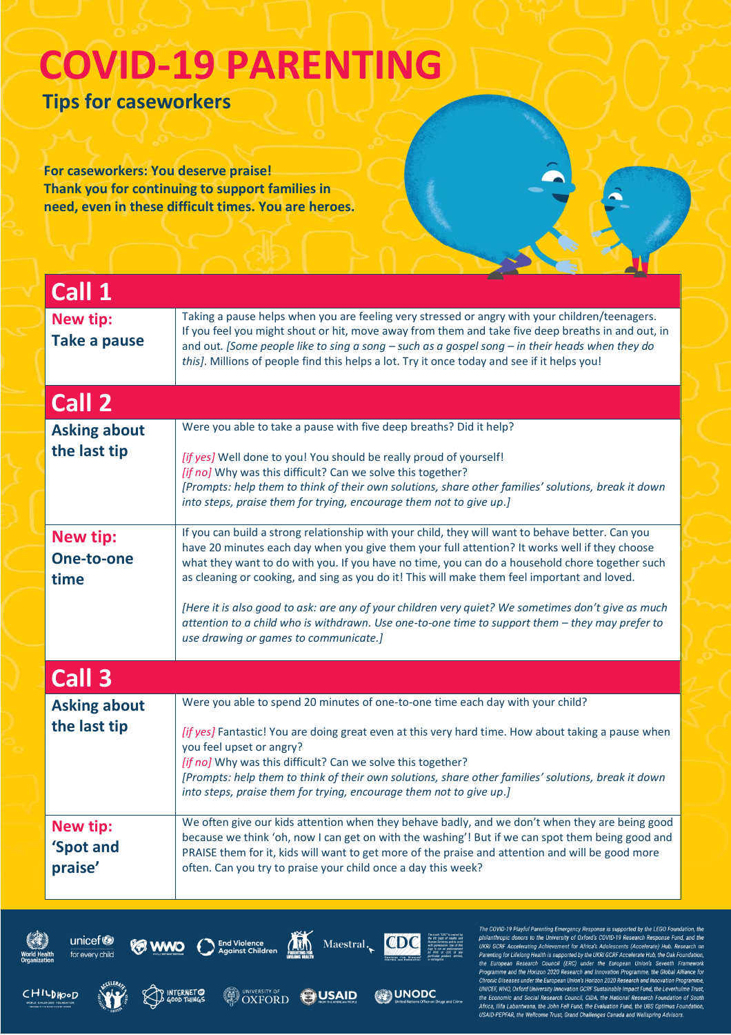# COVID-19 PARENTING

## Tips for caseworkers

**For caseworkers: You deserve praise! Thank you for continuing to support families in need, even in these difficult times. You are heroes.**

## Call 1

| | |
|---|---|
| **New tip:** **Take a pause** | Taking a pause helps when you are feeling very stressed or angry with your children/teenagers. If you feel you might shout or hit, move away from them and take five deep breaths in and out, in and out. *[Some people like to sing a song – such as a gospel song – in their heads when they do this]*. Millions of people find this helps a lot. Try it once today and see if it helps you! |

## Call 2

| | |
|---|---|
| **Asking about the last tip** | Were you able to take a pause with five deep breaths? Did it help?<br><br>*[if yes]* Well done to you! You should be really proud of yourself!<br>*[if no]* Why was this difficult? Can we solve this together?<br>*[Prompts: help them to think of their own solutions, share other families' solutions, break it down into steps, praise them for trying, encourage them not to give up.]* |
| **New tip:** **One-to-one time** | If you can build a strong relationship with your child, they will want to behave better. Can you have 20 minutes each day when you give them your full attention? It works well if they choose what they want to do with you. If you have no time, you can do a household chore together such as cleaning or cooking, and sing as you do it! This will make them feel important and loved.<br><br>*[Here it is also good to ask: are any of your children very quiet? We sometimes don't give as much attention to a child who is withdrawn. Use one-to-one time to support them – they may prefer to use drawing or games to communicate.]* |

## Call 3

| | |
|---|---|
| **Asking about the last tip** | Were you able to spend 20 minutes of one-to-one time each day with your child?<br><br>*[if yes]* Fantastic! You are doing great even at this very hard time. How about taking a pause when you feel upset or angry?<br>*[if no]* Why was this difficult? Can we solve this together?<br>*[Prompts: help them to think of their own solutions, share other families' solutions, break it down into steps, praise them for trying, encourage them not to give up.]* |
| **New tip:** **'Spot and praise'** | We often give our kids attention when they behave badly, and we don't when they are being good because we think 'oh, now I can get on with the washing'! But if we can spot them being good and PRAISE them for it, kids will want to get more of the praise and attention and will be good more often. Can you try to praise your child once a day this week? |

*The COVID-19 Playful Parenting Emergency Response is supported by the LEGO Foundation, the philanthropic donors to the University of Oxford's COVID-19 Research Response Fund, and the UKRI GCRF Accelerating Achievement for Africa's Adolescents (Accelerate) Hub. Research on Parenting for Lifelong Health is supported by the UKRI GCRF Accelerate Hub, the Oak Foundation, the European Research Council (ERC) under the European Union's Seventh Framework Programme and the Horizon 2020 Research and Innovation Programme, the Global Alliance for Chronic Diseases under the European Union's Horizon 2020 Research and Innovation Programme, UNICEF, WHO, Oxford University Innovation GCRF Sustainable Impact Fund, the Leverhulme Trust, the Economic and Social Research Council, CIDA, the National Research Foundation of South Africa, Ilifa Labantwana, the John Fell Fund, the Evaluation Fund, the UBS Optimus Foundation, USAID-PEPFAR, the Wellcome Trust, Grand Challenges Canada and Wellspring Advisors.*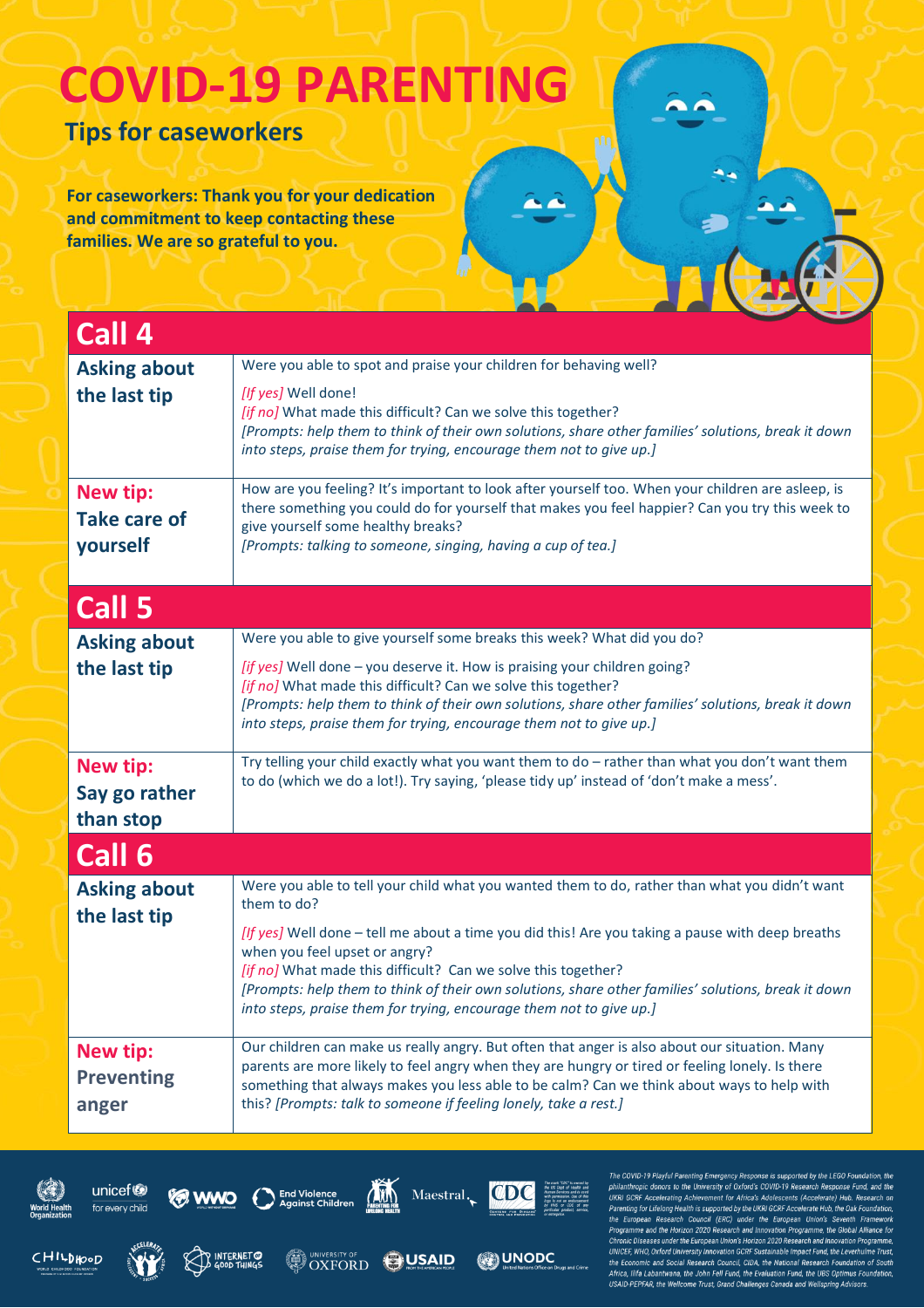# COVID-19 PARENTING

## Tips for caseworkers

**For caseworkers: Thank you for your dedication and commitment to keep contacting these families. We are so grateful to you.**

## Call 4

| | |
|---|---|
| **Asking about the last tip** | Were you able to spot and praise your children for behaving well?<br><br>*[If yes]* Well done!<br>*[if no]* What made this difficult? Can we solve this together?<br>*[Prompts: help them to think of their own solutions, share other families' solutions, break it down into steps, praise them for trying, encourage them not to give up.]* |
| **New tip: Take care of yourself** | How are you feeling? It's important to look after yourself too. When your children are asleep, is there something you could do for yourself that makes you feel happier? Can you try this week to give yourself some healthy breaks?<br>*[Prompts: talking to someone, singing, having a cup of tea.]* |

## Call 5

| | |
|---|---|
| **Asking about the last tip** | Were you able to give yourself some breaks this week? What did you do?<br><br>*[if yes]* Well done – you deserve it. How is praising your children going?<br>*[if no]* What made this difficult? Can we solve this together?<br>*[Prompts: help them to think of their own solutions, share other families' solutions, break it down into steps, praise them for trying, encourage them not to give up.]* |
| **New tip: Say go rather than stop** | Try telling your child exactly what you want them to do – rather than what you don't want them to do (which we do a lot!). Try saying, 'please tidy up' instead of 'don't make a mess'. |

## Call 6

| | |
|---|---|
| **Asking about the last tip** | Were you able to tell your child what you wanted them to do, rather than what you didn't want them to do?<br><br>*[If yes]* Well done – tell me about a time you did this! Are you taking a pause with deep breaths when you feel upset or angry?<br>*[if no]* What made this difficult? Can we solve this together?<br>*[Prompts: help them to think of their own solutions, share other families' solutions, break it down into steps, praise them for trying, encourage them not to give up.]* |
| **New tip: Preventing anger** | Our children can make us really angry. But often that anger is also about our situation. Many parents are more likely to feel angry when they are hungry or tired or feeling lonely. Is there something that always makes you less able to be calm? Can we think about ways to help with this? *[Prompts: talk to someone if feeling lonely, take a rest.]* |

*The COVID-19 Playful Parenting Emergency Response is supported by the LEGO Foundation, the philanthropic donors to the University of Oxford's COVID-19 Research Response Fund, and the UKRI GCRF Accelerating Achievement for Africa's Adolescents (Accelerate) Hub. Research on Parenting for Lifelong Health is supported by the UKRI GCRF Accelerate Hub, the Oak Foundation, the European Research Council (ERC) under the European Union's Seventh Framework Programme and the Horizon 2020 Research and Innovation Programme, the Global Alliance for Chronic Diseases under the European Union's Horizon 2020 Research and Innovation Programme, UNICEF, WHO, Oxford University Innovation GCRF Sustainable Impact Fund, the Leverhulme Trust, the Economic and Social Research Council, CIDA, the National Research Foundation of South Africa, Ilifa Labantwana, the John Fell Fund, the Evaluation Fund, the UBS Optimus Foundation, USAID-PEPFAR, the Wellcome Trust, Grand Challenges Canada and Wellspring Advisors.*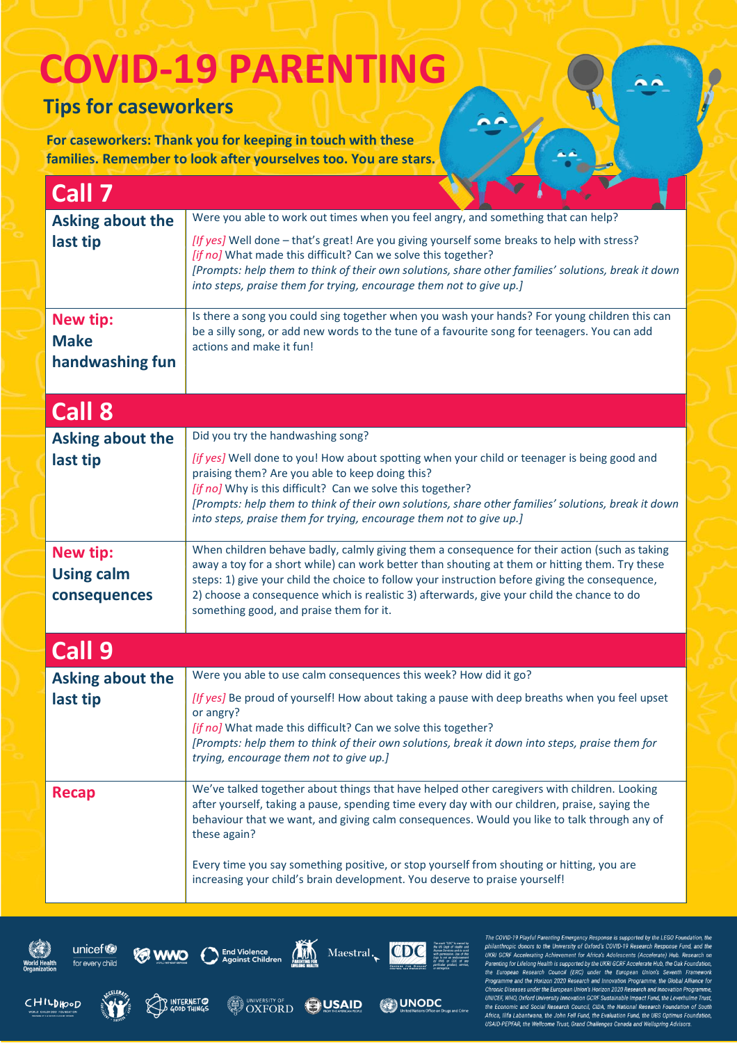# COVID-19 PARENTING

## Tips for caseworkers

**For caseworkers: Thank you for keeping in touch with these families. Remember to look after yourselves too. You are stars.**

## Call 7

| | |
|---|---|
| **Asking about the last tip** | Were you able to work out times when you feel angry, and something that can help?<br><br>*[If yes]* Well done – that's great! Are you giving yourself some breaks to help with stress?<br>*[if no]* What made this difficult? Can we solve this together?<br>*[Prompts: help them to think of their own solutions, share other families' solutions, break it down into steps, praise them for trying, encourage them not to give up.]* |
| **New tip: Make handwashing fun** | Is there a song you could sing together when you wash your hands? For young children this can be a silly song, or add new words to the tune of a favourite song for teenagers. You can add actions and make it fun! |

## Call 8

| | |
|---|---|
| **Asking about the last tip** | Did you try the handwashing song?<br><br>*[if yes]* Well done to you! How about spotting when your child or teenager is being good and praising them? Are you able to keep doing this?<br>*[if no]* Why is this difficult? Can we solve this together?<br>*[Prompts: help them to think of their own solutions, share other families' solutions, break it down into steps, praise them for trying, encourage them not to give up.]* |
| **New tip: Using calm consequences** | When children behave badly, calmly giving them a consequence for their action (such as taking away a toy for a short while) can work better than shouting at them or hitting them. Try these steps: 1) give your child the choice to follow your instruction before giving the consequence, 2) choose a consequence which is realistic 3) afterwards, give your child the chance to do something good, and praise them for it. |

## Call 9

| | |
|---|---|
| **Asking about the last tip** | Were you able to use calm consequences this week? How did it go?<br><br>*[If yes]* Be proud of yourself! How about taking a pause with deep breaths when you feel upset or angry?<br>*[if no]* What made this difficult? Can we solve this together?<br>*[Prompts: help them to think of their own solutions, break it down into steps, praise them for trying, encourage them not to give up.]* |
| **Recap** | We've talked together about things that have helped other caregivers with children. Looking after yourself, taking a pause, spending time every day with our children, praise, saying the behaviour that we want, and giving calm consequences. Would you like to talk through any of these again?<br><br>Every time you say something positive, or stop yourself from shouting or hitting, you are increasing your child's brain development. You deserve to praise yourself! |

*The COVID-19 Playful Parenting Emergency Response is supported by the LEGO Foundation, the philanthropic donors to the University of Oxford's COVID-19 Research Response Fund, and the UKRI GCRF Accelerating Achievement for Africa's Adolescents (Accelerate) Hub. Research on Parenting for Lifelong Health is supported by the UKRI GCRF Accelerate Hub, the Oak Foundation, the European Research Council (ERC) under the European Union's Seventh Framework Programme and the Horizon 2020 Research and Innovation Programme, the Global Alliance for Chronic Diseases under the European Union's Horizon 2020 Research and Innovation Programme, UNICEF, WHO, Oxford University Innovation GCRF Sustainable Impact Fund, the Leverhulme Trust, the Economic and Social Research Council, CIDA, the National Research Foundation of South Africa, Ilifa Labantwana, the John Fell Fund, the Evaluation Fund, the UBS Optimus Foundation, USAID-PEPFAR, the Wellcome Trust, Grand Challenges Canada and Wellspring Advisors.*